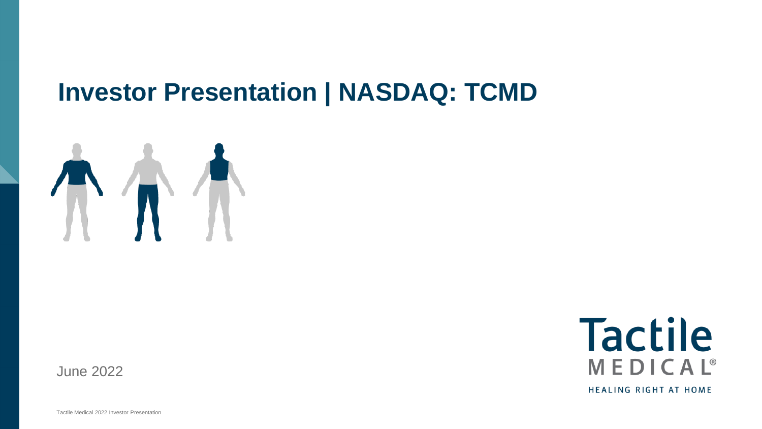# Investor Presentation | NASDAQ: TCMD

June 2022

Tactile MEDICAL®

HEALING RIGHT AT HOME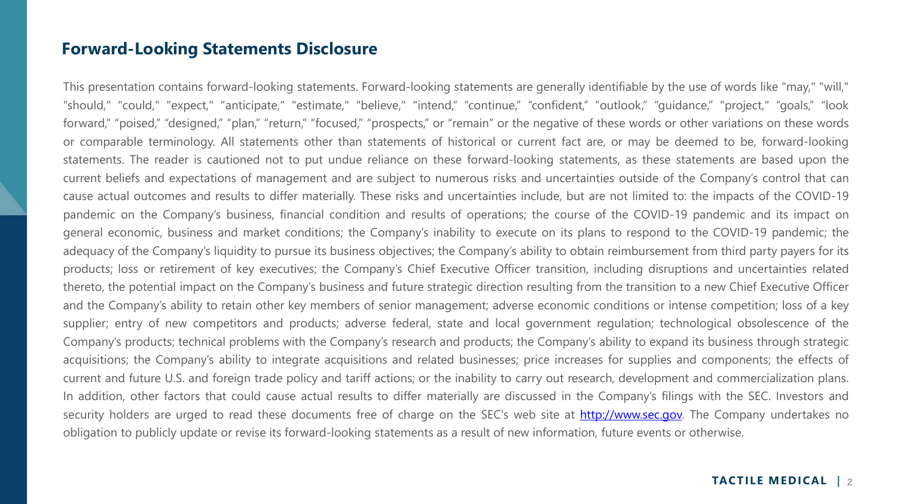## Forward-Looking Statements Disclosure

This presentation contains forward-looking statements. Forward-looking statements are generally identifiable by the use of words like "may," "will," "should," "could," "expect," "anticipate," "estimate," "believe," "intend," "continue," "confident," "outlook," "guidance," "project," "goals," "look forward," "poised," "designed," "plan," "return," "focused," "prospects," or "remain" or the negative of these words or other variations on these words or comparable terminology. All statements other than statements of historical or current fact are, or may be deemed to be, forward-looking statements. The reader is cautioned not to put undue reliance on these forward-looking statements, as these statements are based upon the current beliefs and expectations of management and are subject to numerous risks and uncertainties outside of the Company's control that can cause actual outcomes and results to differ materially. These risks and uncertainties include, but are not limited to: the impacts of the COVID-19 pandemic on the Company's business, financial condition and results of operations; the course of the COVID-19 pandemic and its impact on general economic, business and market conditions; the Company's inability to execute on its plans to respond to the COVID-19 pandemic; the adequacy of the Company's liquidity to pursue its business objectives; the Company's ability to obtain reimbursement from third party payers for its products; loss or retirement of key executives; the Company's Chief Executive Officer transition, including disruptions and uncertainties related thereto, the potential impact on the Company's business and future strategic direction resulting from the transition to a new Chief Executive Officer and the Company's ability to retain other key members of senior management; adverse economic conditions or intense competition; loss of a key supplier; entry of new competitors and products; adverse federal, state and local government regulation; technological obsolescence of the Company's products; technical problems with the Company's research and products; the Company's ability to expand its business through strategic acquisitions; the Company's ability to integrate acquisitions and related businesses; price increases for supplies and components; the effects of current and future U.S. and foreign trade policy and tariff actions; or the inability to carry out research, development and commercialization plans. In addition, other factors that could cause actual results to differ materially are discussed in the Company's filings with the SEC. Investors and security holders are urged to read these documents free of charge on the SEC's web site at http://www.sec.gov. The Company undertakes no obligation to publicly update or revise its forward-looking statements as a result of new information, future events or otherwise.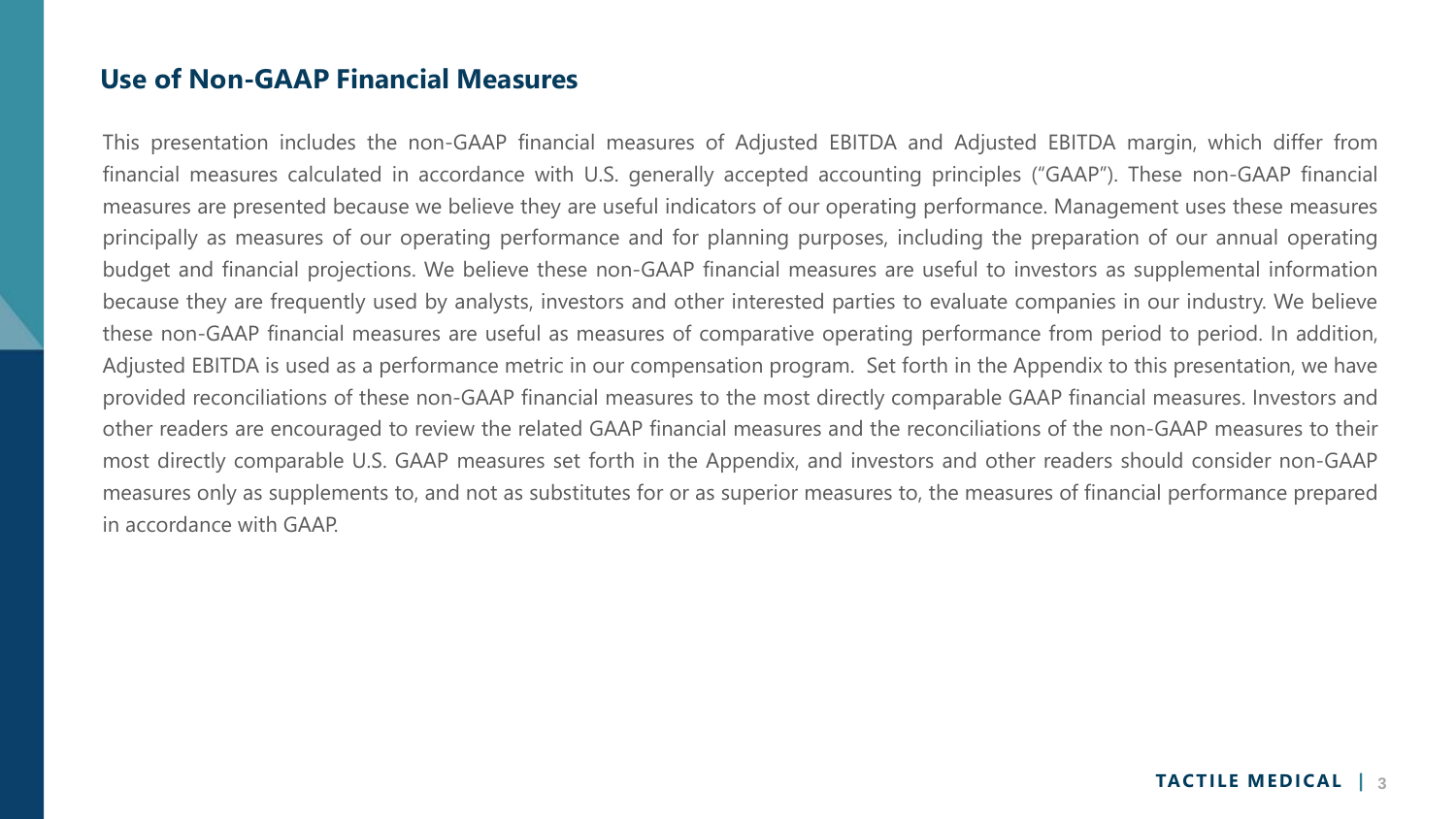## Use of Non-GAAP Financial Measures

This presentation includes the non-GAAP financial measures of Adjusted EBITDA and Adjusted EBITDA margin, which differ from financial measures calculated in accordance with U.S. generally accepted accounting principles ("GAAP"). These non-GAAP financial measures are presented because we believe they are useful indicators of our operating performance. Management uses these measures principally as measures of our operating performance and for planning purposes, including the preparation of our annual operating budget and financial projections. We believe these non-GAAP financial measures are useful to investors as supplemental information because they are frequently used by analysts, investors and other interested parties to evaluate companies in our industry. We believe these non-GAAP financial measures are useful as measures of comparative operating performance from period to period. In addition, Adjusted EBITDA is used as a performance metric in our compensation program. Set forth in the Appendix to this presentation, we have provided reconciliations of these non-GAAP financial measures to the most directly comparable GAAP financial measures. Investors and other readers are encouraged to review the related GAAP financial measures and the reconciliations of the non-GAAP measures to their most directly comparable U.S. GAAP measures set forth in the Appendix, and investors and other readers should consider non-GAAP measures only as supplements to, and not as substitutes for or as superior measures to, the measures of financial performance prepared in accordance with GAAP.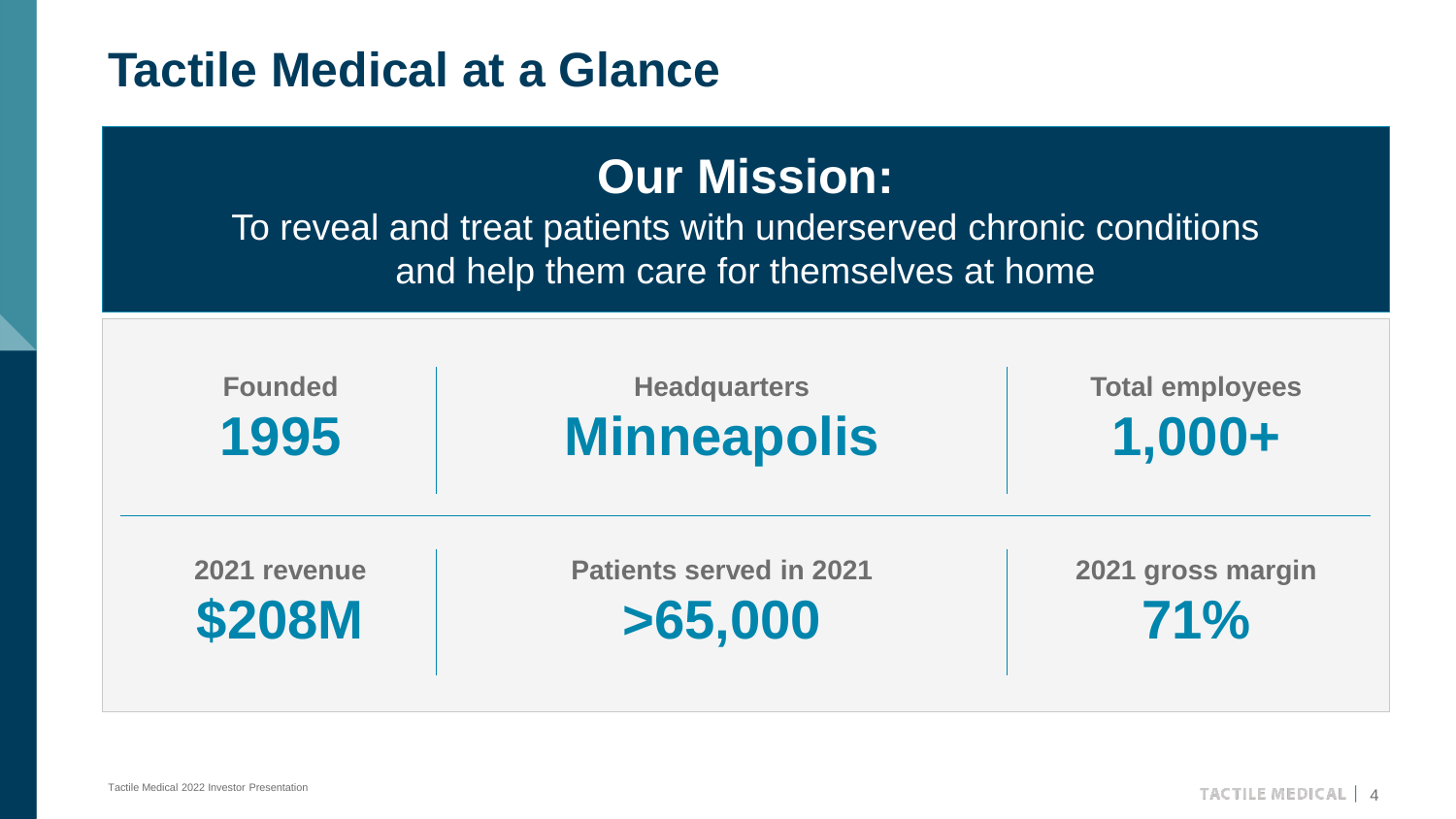# Tactile Medical at a Glance

## Our Mission:

To reveal and treat patients with underserved chronic conditions and help them care for themselves at home

| Founded | Headquarters | Total employees |
|---|---|---|
| **1995** | **Minneapolis** | **1,000+** |

| 2021 revenue | Patients served in 2021 | 2021 gross margin |
|---|---|---|
| **$208M** | **>65,000** | **71%** |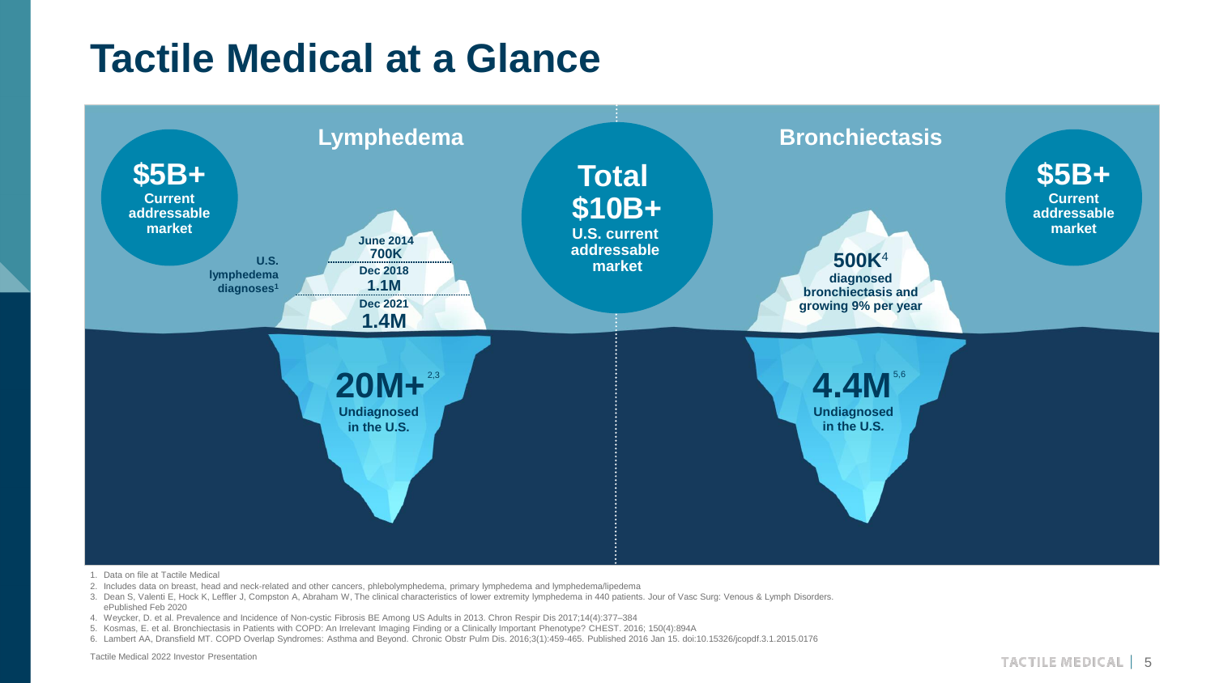# Tactile Medical at a Glance

## Lymphedema

**$5B+**
**Current addressable market**

**U.S. lymphedema diagnoses**[1]

- June 2014: **700K**
- Dec 2018: **1.1M**
- Dec 2021: **1.4M**

**20M+**[2,3]
**Undiagnosed in the U.S.**

**Total $10B+**
**U.S. current addressable market**

## Bronchiectasis

**$5B+**
**Current addressable market**

**500K**[4]
**diagnosed bronchiectasis and growing 9% per year**

**4.4M**[5,6]
**Undiagnosed in the U.S.**

1. Data on file at Tactile Medical
2. Includes data on breast, head and neck-related and other cancers, phlebolymphedema, primary lymphedema and lymphedema/lipedema
3. Dean S, Valenti E, Hock K, Leffler J, Compston A, Abraham W, The clinical characteristics of lower extremity lymphedema in 440 patients. Jour of Vasc Surg: Venous & Lymph Disorders. ePublished Feb 2020
4. Weycker, D. et al. Prevalence and Incidence of Non-cystic Fibrosis BE Among US Adults in 2013. Chron Respir Dis 2017;14(4):377–384
5. Kosmas, E. et al. Bronchiectasis in Patients with COPD: An Irrelevant Imaging Finding or a Clinically Important Phenotype? CHEST. 2016; 150(4):894A
6. Lambert AA, Dransfield MT. COPD Overlap Syndromes: Asthma and Beyond. Chronic Obstr Pulm Dis. 2016;3(1):459-465. Published 2016 Jan 15. doi:10.15326/jcopdf.3.1.2015.0176

Tactile Medical 2022 Investor Presentation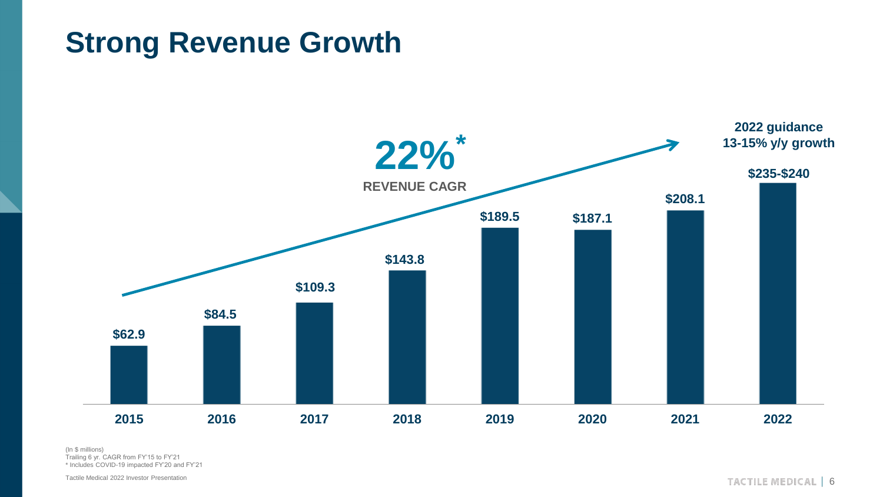# Strong Revenue Growth

**22%*** **REVENUE CAGR**

**2022 guidance**
**13-15% y/y growth**

| Year | Revenue |
|---|---|
| 2015 | $62.9 |
| 2016 | $84.5 |
| 2017 | $109.3 |
| 2018 | $143.8 |
| 2019 | $189.5 |
| 2020 | $187.1 |
| 2021 | $208.1 |
| 2022 | $235-$240 |

(In $ millions)
Trailing 6 yr. CAGR from FY'15 to FY'21
* Includes COVID-19 impacted FY'20 and FY'21

Tactile Medical 2022 Investor Presentation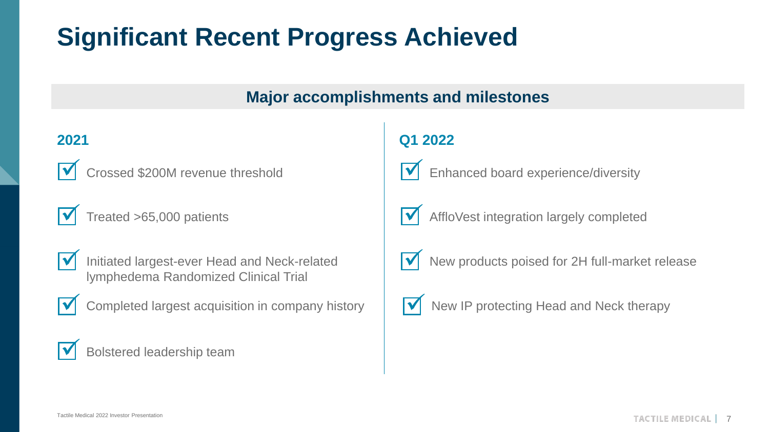# Significant Recent Progress Achieved

## Major accomplishments and milestones

### 2021

- ☑ Crossed $200M revenue threshold
- ☑ Treated >65,000 patients
- ☑ Initiated largest-ever Head and Neck-related lymphedema Randomized Clinical Trial
- ☑ Completed largest acquisition in company history
- ☑ Bolstered leadership team

### Q1 2022

- ☑ Enhanced board experience/diversity
- ☑ AffloVest integration largely completed
- ☑ New products poised for 2H full-market release
- ☑ New IP protecting Head and Neck therapy

Tactile Medical 2022 Investor Presentation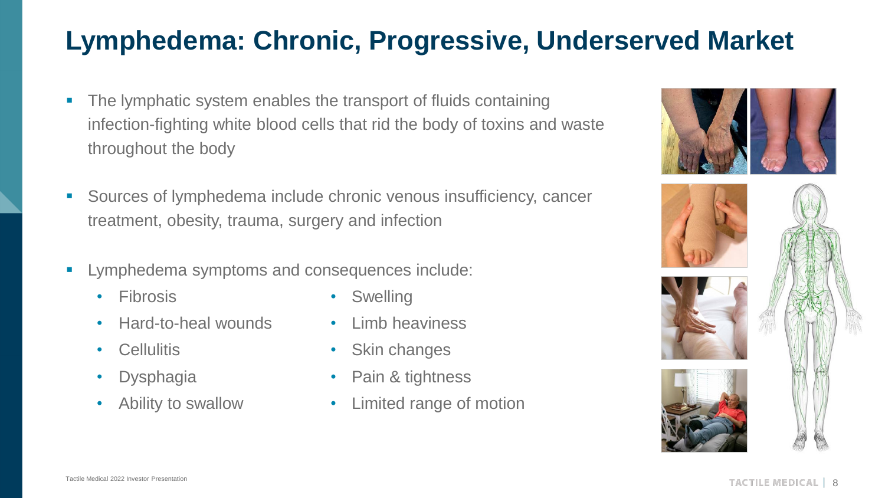# Lymphedema: Chronic, Progressive, Underserved Market

- The lymphatic system enables the transport of fluids containing infection-fighting white blood cells that rid the body of toxins and waste throughout the body
- Sources of lymphedema include chronic venous insufficiency, cancer treatment, obesity, trauma, surgery and infection
- Lymphedema symptoms and consequences include:
  - Fibrosis
  - Hard-to-heal wounds
  - Cellulitis
  - Dysphagia
  - Ability to swallow
  - Swelling
  - Limb heaviness
  - Skin changes
  - Pain & tightness
  - Limited range of motion

Tactile Medical 2022 Investor Presentation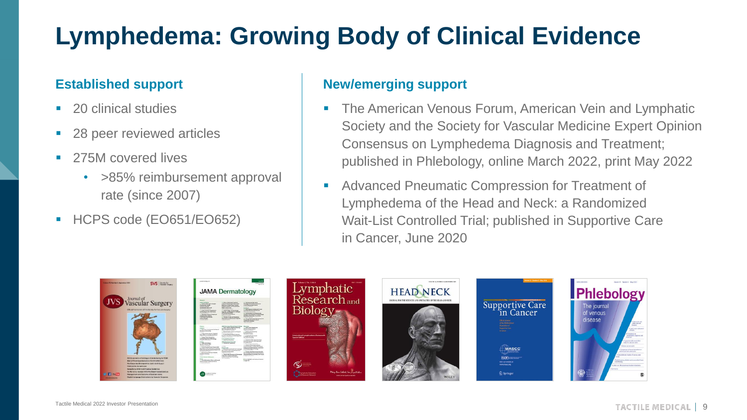# Lymphedema: Growing Body of Clinical Evidence

## Established support

- 20 clinical studies
- 28 peer reviewed articles
- 275M covered lives
  - >85% reimbursement approval rate (since 2007)
- HCPS code (EO651/EO652)

## New/emerging support

- The American Venous Forum, American Vein and Lymphatic Society and the Society for Vascular Medicine Expert Opinion Consensus on Lymphedema Diagnosis and Treatment; published in Phlebology, online March 2022, print May 2022
- Advanced Pneumatic Compression for Treatment of Lymphedema of the Head and Neck: a Randomized Wait-List Controlled Trial; published in Supportive Care in Cancer, June 2020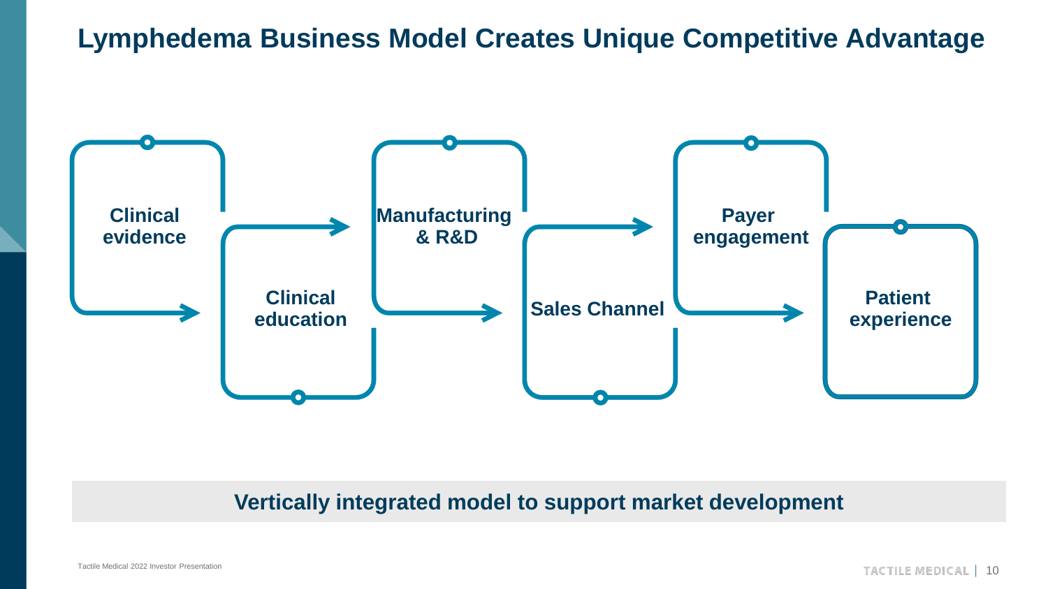# Lymphedema Business Model Creates Unique Competitive Advantage

- Clinical evidence
- Clinical education
- Manufacturing & R&D
- Sales Channel
- Payer engagement
- Patient experience

**Vertically integrated model to support market development**

Tactile Medical 2022 Investor Presentation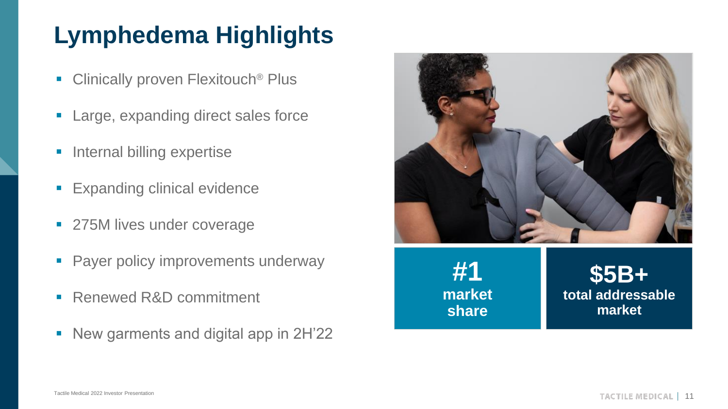# Lymphedema Highlights

- Clinically proven Flexitouch® Plus
- Large, expanding direct sales force
- Internal billing expertise
- Expanding clinical evidence
- 275M lives under coverage
- Payer policy improvements underway
- Renewed R&D commitment
- New garments and digital app in 2H'22

**#1**
**market share**

**$5B+**
**total addressable market**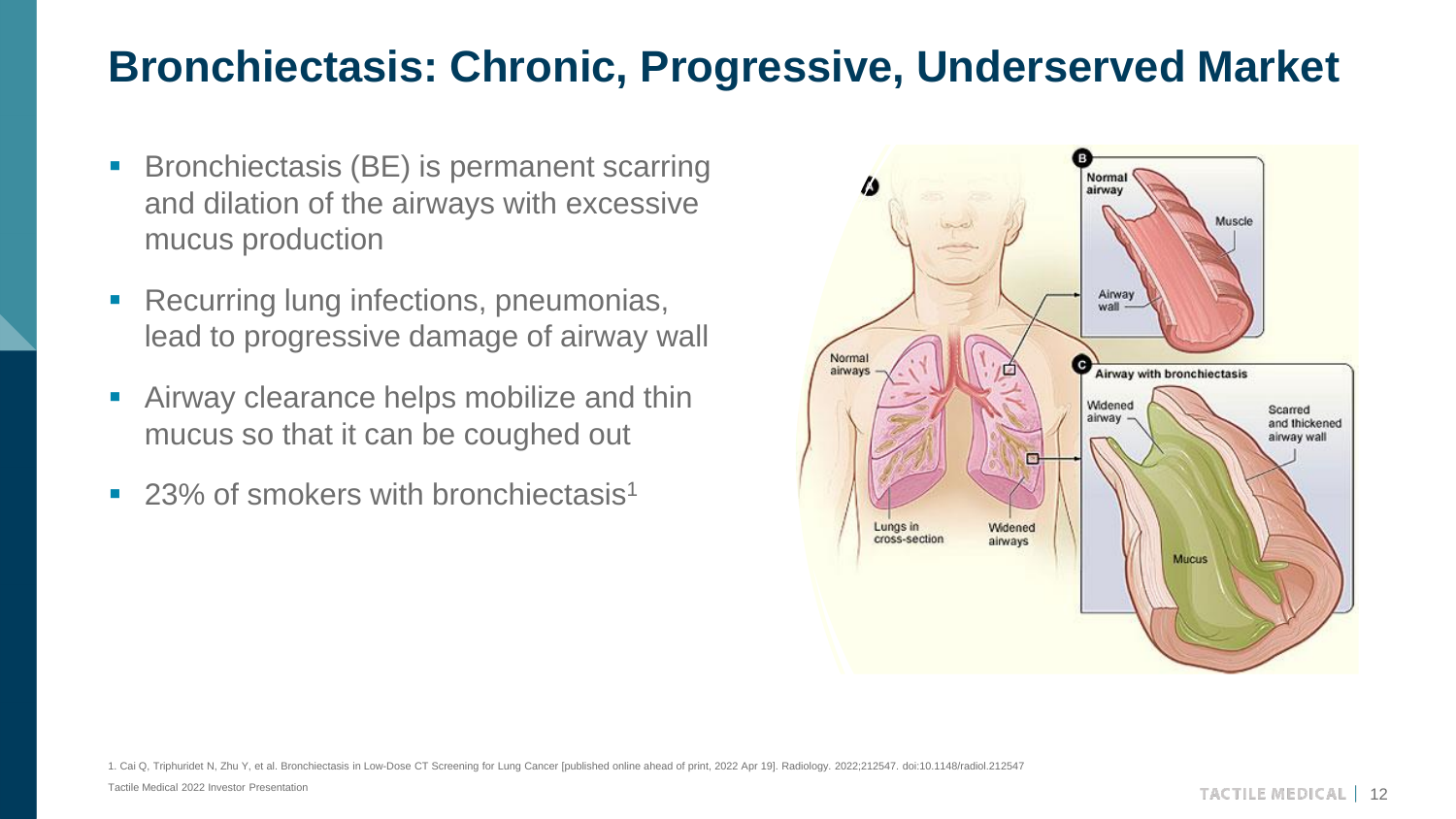# Bronchiectasis: Chronic, Progressive, Underserved Market

- Bronchiectasis (BE) is permanent scarring and dilation of the airways with excessive mucus production
- Recurring lung infections, pneumonias, lead to progressive damage of airway wall
- Airway clearance helps mobilize and thin mucus so that it can be coughed out
- 23% of smokers with bronchiectasis[1]

1. Cai Q, Triphuridet N, Zhu Y, et al. Bronchiectasis in Low-Dose CT Screening for Lung Cancer [published online ahead of print, 2022 Apr 19]. Radiology. 2022;212547. doi:10.1148/radiol.212547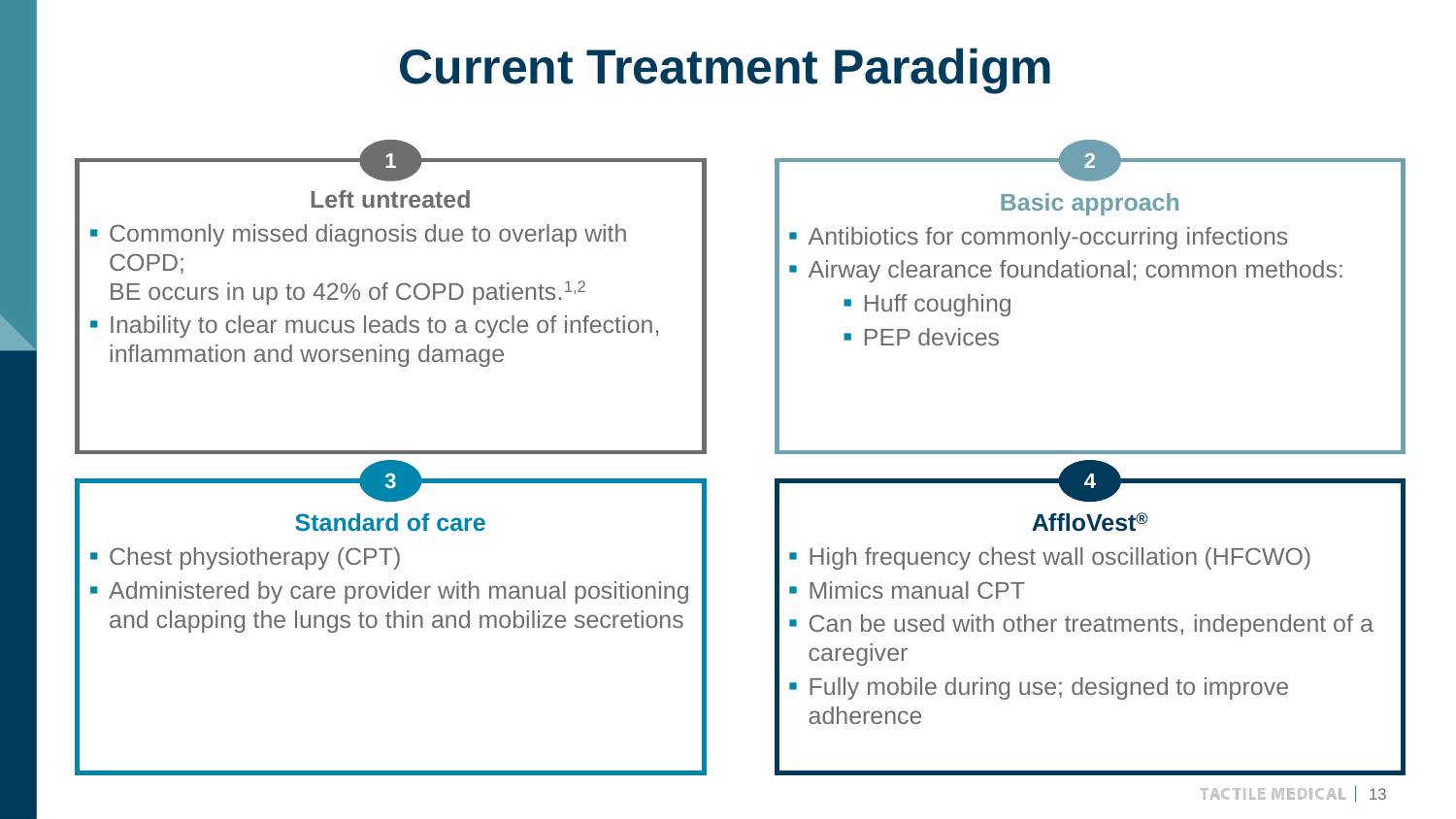# Current Treatment Paradigm

## 1 Left untreated

- Commonly missed diagnosis due to overlap with COPD;
  BE occurs in up to 42% of COPD patients.[1,2]
- Inability to clear mucus leads to a cycle of infection, inflammation and worsening damage

## 2 Basic approach

- Antibiotics for commonly-occurring infections
- Airway clearance foundational; common methods:
  - Huff coughing
  - PEP devices

## 3 Standard of care

- Chest physiotherapy (CPT)
- Administered by care provider with manual positioning and clapping the lungs to thin and mobilize secretions

## 4 AffloVest®

- High frequency chest wall oscillation (HFCWO)
- Mimics manual CPT
- Can be used with other treatments, independent of a caregiver
- Fully mobile during use; designed to improve adherence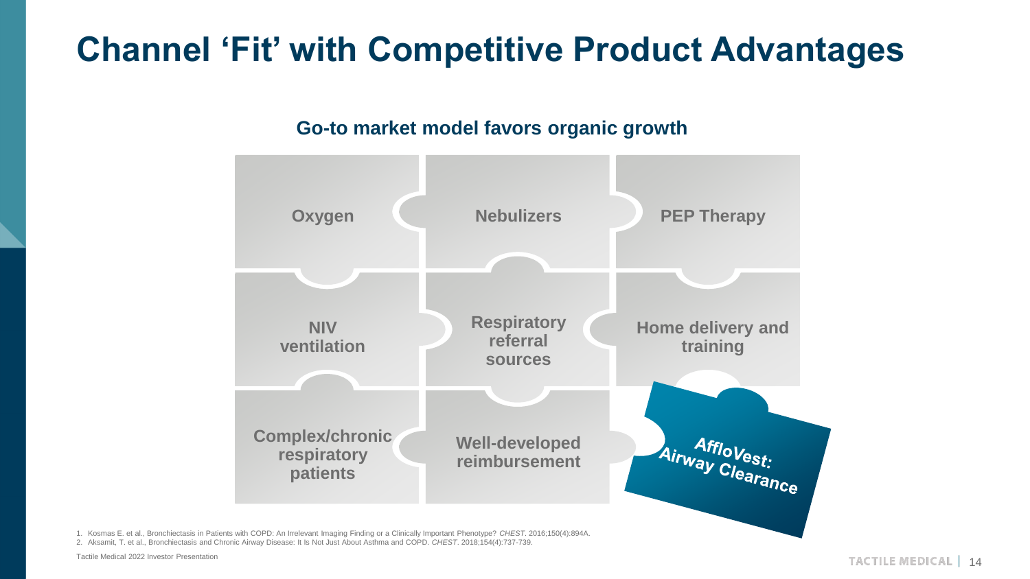# Channel 'Fit' with Competitive Product Advantages

## Go-to market model favors organic growth

- Oxygen
- Nebulizers
- PEP Therapy
- NIV ventilation
- Respiratory referral sources
- Home delivery and training
- Complex/chronic respiratory patients
- Well-developed reimbursement
- AffloVest: Airway Clearance

1. Kosmas E. et al., Bronchiectasis in Patients with COPD: An Irrelevant Imaging Finding or a Clinically Important Phenotype? *CHEST*. 2016;150(4):894A.
2. Aksamit, T. et al., Bronchiectasis and Chronic Airway Disease: It Is Not Just About Asthma and COPD. *CHEST*. 2018;154(4):737-739.

Tactile Medical 2022 Investor Presentation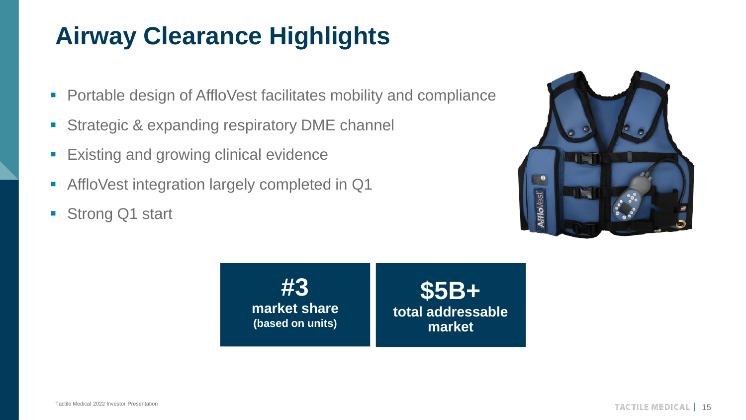# Airway Clearance Highlights

- Portable design of AffloVest facilitates mobility and compliance
- Strategic & expanding respiratory DME channel
- Existing and growing clinical evidence
- AffloVest integration largely completed in Q1
- Strong Q1 start

**#3**
**market share**
**(based on units)**

**$5B+**
**total addressable market**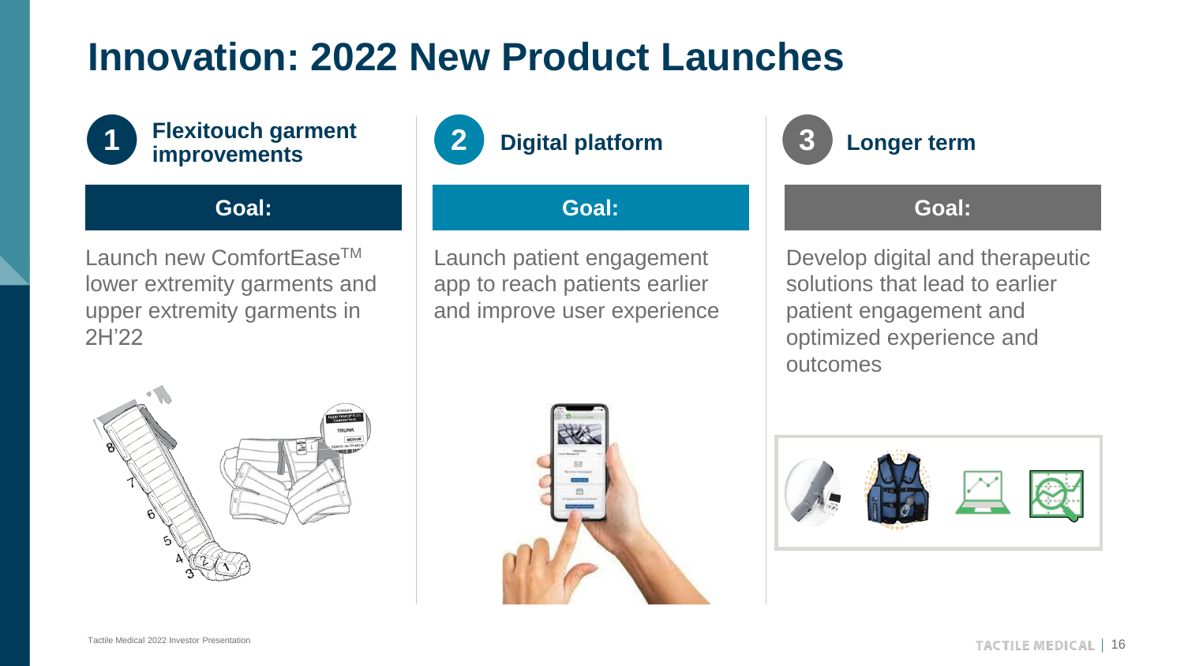# Innovation: 2022 New Product Launches

## 1 Flexitouch garment improvements

**Goal:**

Launch new ComfortEase™ lower extremity garments and upper extremity garments in 2H'22

## 2 Digital platform

**Goal:**

Launch patient engagement app to reach patients earlier and improve user experience

## 3 Longer term

**Goal:**

Develop digital and therapeutic solutions that lead to earlier patient engagement and optimized experience and outcomes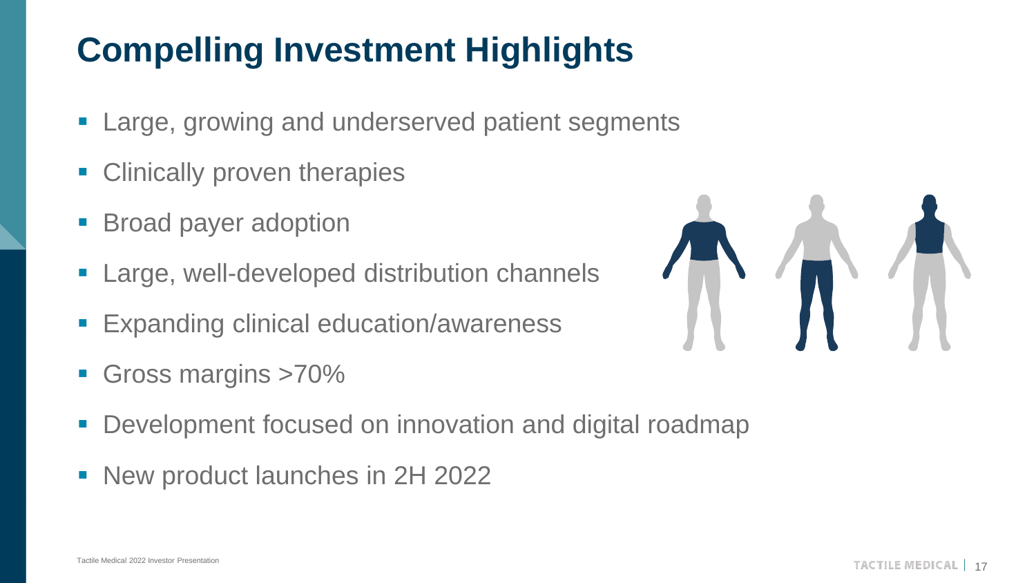# Compelling Investment Highlights

- Large, growing and underserved patient segments
- Clinically proven therapies
- Broad payer adoption
- Large, well-developed distribution channels
- Expanding clinical education/awareness
- Gross margins >70%
- Development focused on innovation and digital roadmap
- New product launches in 2H 2022

Tactile Medical 2022 Investor Presentation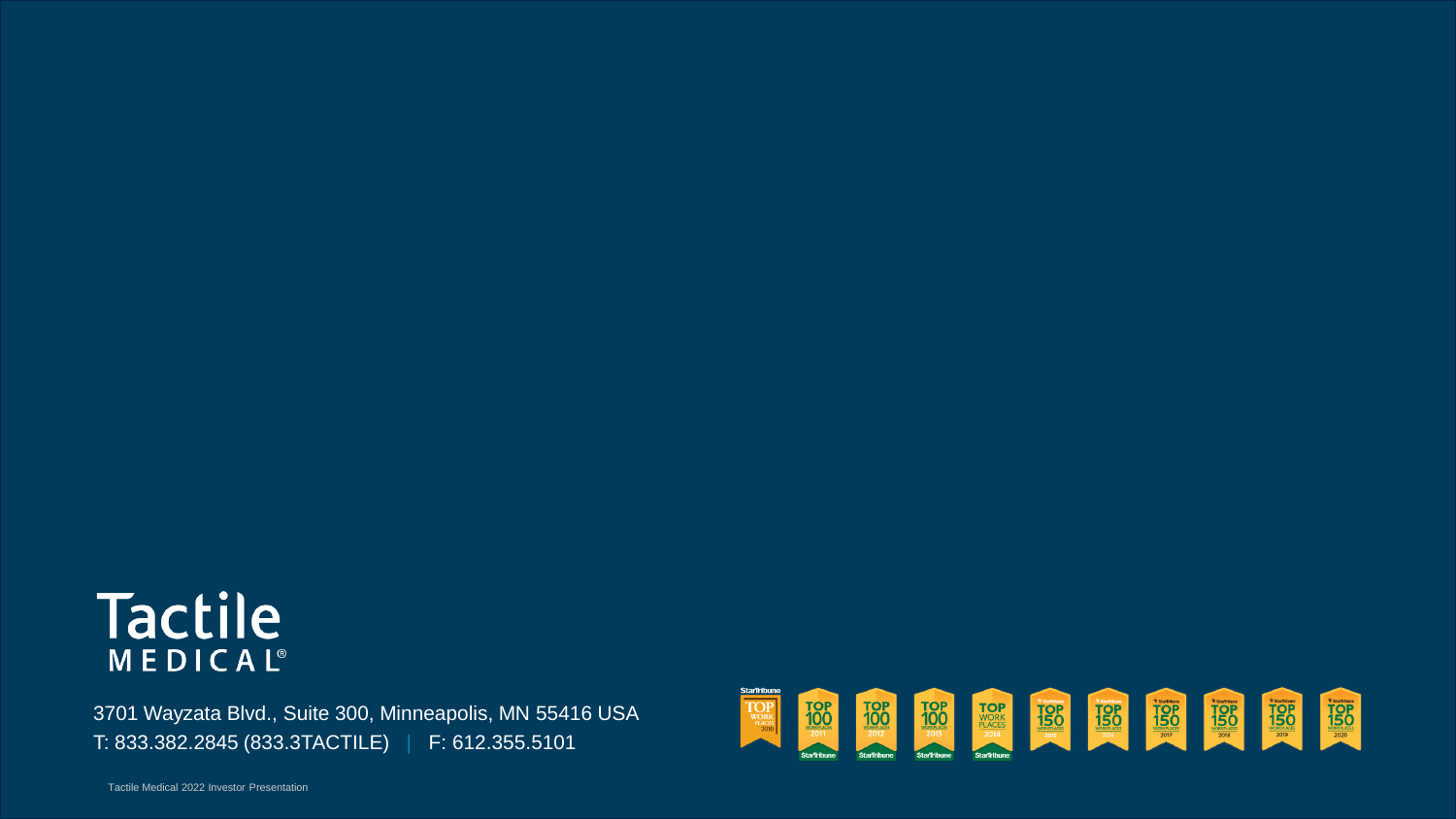Tactile MEDICAL®

3701 Wayzata Blvd., Suite 300, Minneapolis, MN 55416 USA
T: 833.382.2845 (833.3TACTILE) | F: 612.355.5101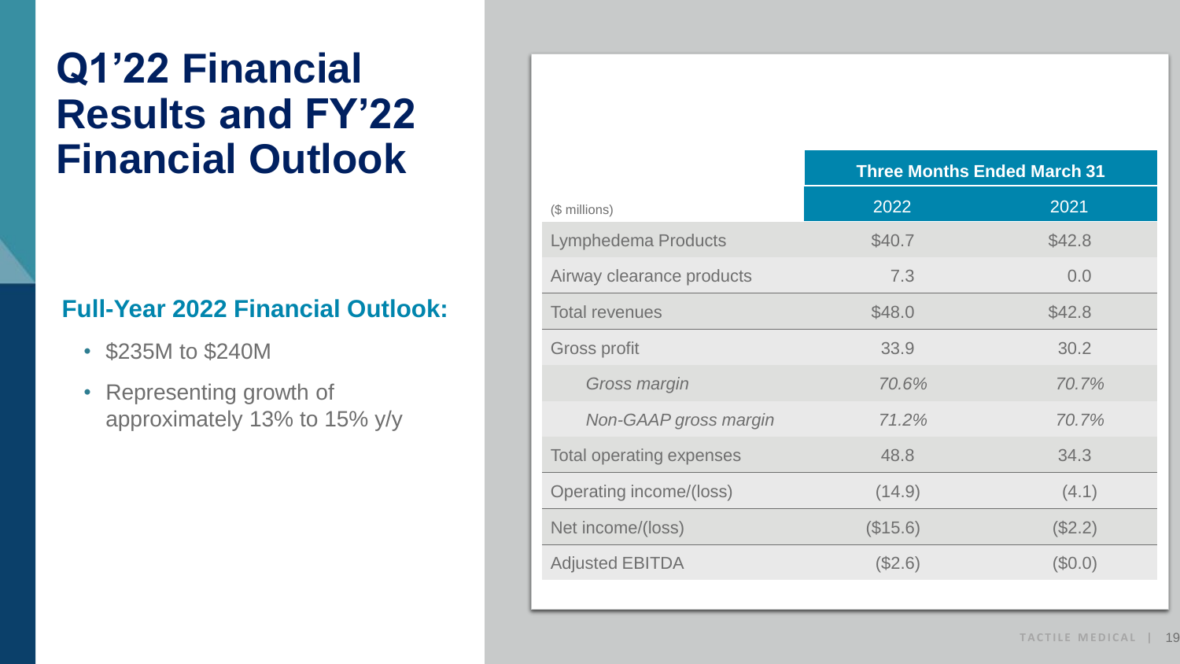# Q1'22 Financial Results and FY'22 Financial Outlook

### Full-Year 2022 Financial Outlook:

- $235M to $240M
- Representing growth of approximately 13% to 15% y/y

| | Three Months Ended March 31 | |
|---|---|---|
| ($ millions) | 2022 | 2021 |
| Lymphedema Products | $40.7 | $42.8 |
| Airway clearance products | 7.3 | 0.0 |
| Total revenues | $48.0 | $42.8 |
| Gross profit | 33.9 | 30.2 |
| *Gross margin* | *70.6%* | *70.7%* |
| *Non-GAAP gross margin* | *71.2%* | *70.7%* |
| Total operating expenses | 48.8 | 34.3 |
| Operating income/(loss) | (14.9) | (4.1) |
| Net income/(loss) | ($15.6) | ($2.2) |
| Adjusted EBITDA | ($2.6) | ($0.0) |